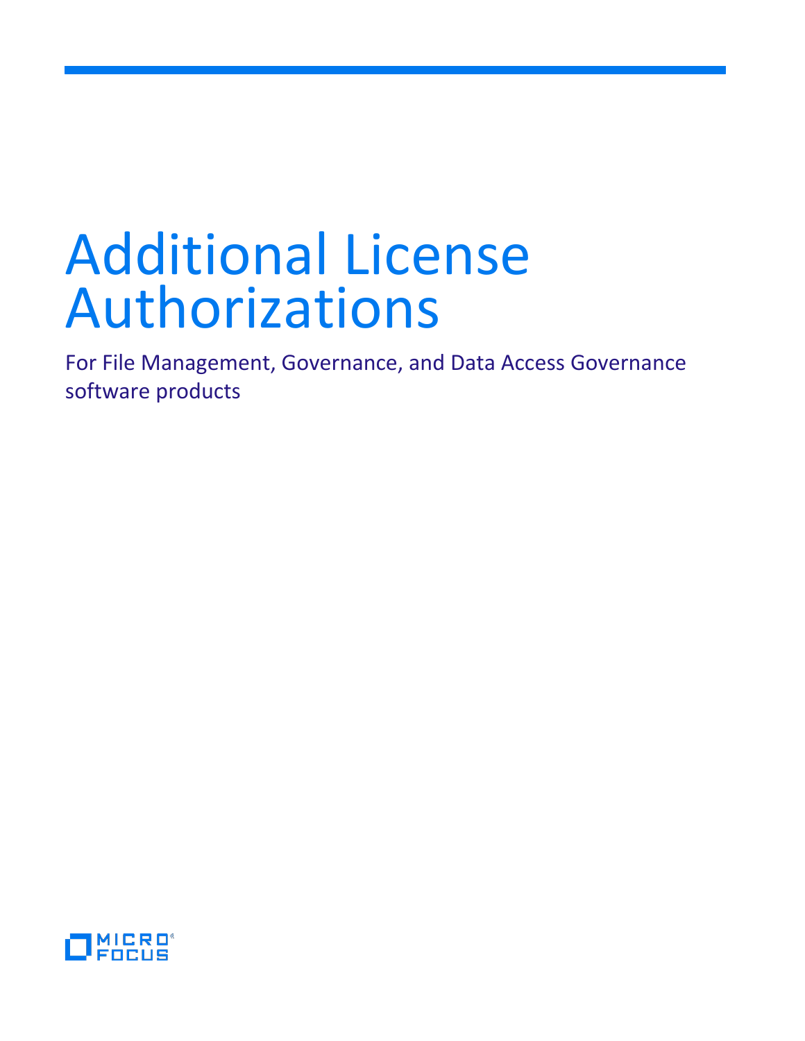# Additional License Authorizations

For File Management, Governance, and Data Access Governance software products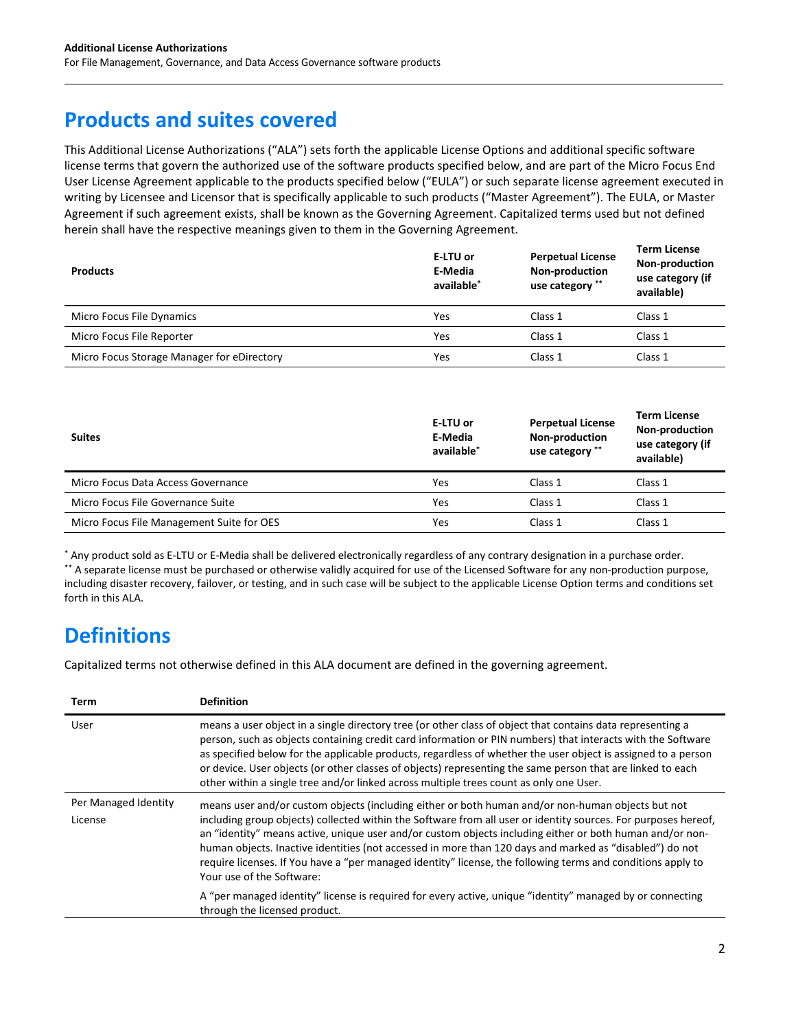## Products and suites covered

This Additional License Authorizations ("ALA") sets forth the applicable License Options and additional specific software license terms that govern the authorized use of the software products specified below, and are part of the Micro Focus End User License Agreement applicable to the products specified below ("EULA") or such separate license agreement executed in writing by Licensee and Licensor that is specifically applicable to such products ("Master Agreement"). The EULA, or Master Agreement if such agreement exists, shall be known as the Governing Agreement. Capitalized terms used but not defined herein shall have the respective meanings given to them in the Governing Agreement.

| Products | E-LTU or E-Media available* | Perpetual License Non-production use category ** | Term License Non-production use category (if available) |
|---|---|---|---|
| Micro Focus File Dynamics | Yes | Class 1 | Class 1 |
| Micro Focus File Reporter | Yes | Class 1 | Class 1 |
| Micro Focus Storage Manager for eDirectory | Yes | Class 1 | Class 1 |

| Suites | E-LTU or E-Media available* | Perpetual License Non-production use category ** | Term License Non-production use category (if available) |
|---|---|---|---|
| Micro Focus Data Access Governance | Yes | Class 1 | Class 1 |
| Micro Focus File Governance Suite | Yes | Class 1 | Class 1 |
| Micro Focus File Management Suite for OES | Yes | Class 1 | Class 1 |

* Any product sold as E-LTU or E-Media shall be delivered electronically regardless of any contrary designation in a purchase order.
** A separate license must be purchased or otherwise validly acquired for use of the Licensed Software for any non-production purpose, including disaster recovery, failover, or testing, and in such case will be subject to the applicable License Option terms and conditions set forth in this ALA.

## Definitions

Capitalized terms not otherwise defined in this ALA document are defined in the governing agreement.

| Term | Definition |
|---|---|
| User | means a user object in a single directory tree (or other class of object that contains data representing a person, such as objects containing credit card information or PIN numbers) that interacts with the Software as specified below for the applicable products, regardless of whether the user object is assigned to a person or device. User objects (or other classes of objects) representing the same person that are linked to each other within a single tree and/or linked across multiple trees count as only one User. |
| Per Managed Identity License | means user and/or custom objects (including either or both human and/or non-human objects but not including group objects) collected within the Software from all user or identity sources. For purposes hereof, an "identity" means active, unique user and/or custom objects including either or both human and/or non-human objects. Inactive identities (not accessed in more than 120 days and marked as "disabled") do not require licenses. If You have a "per managed identity" license, the following terms and conditions apply to Your use of the Software:<br><br>A "per managed identity" license is required for every active, unique "identity" managed by or connecting through the licensed product. |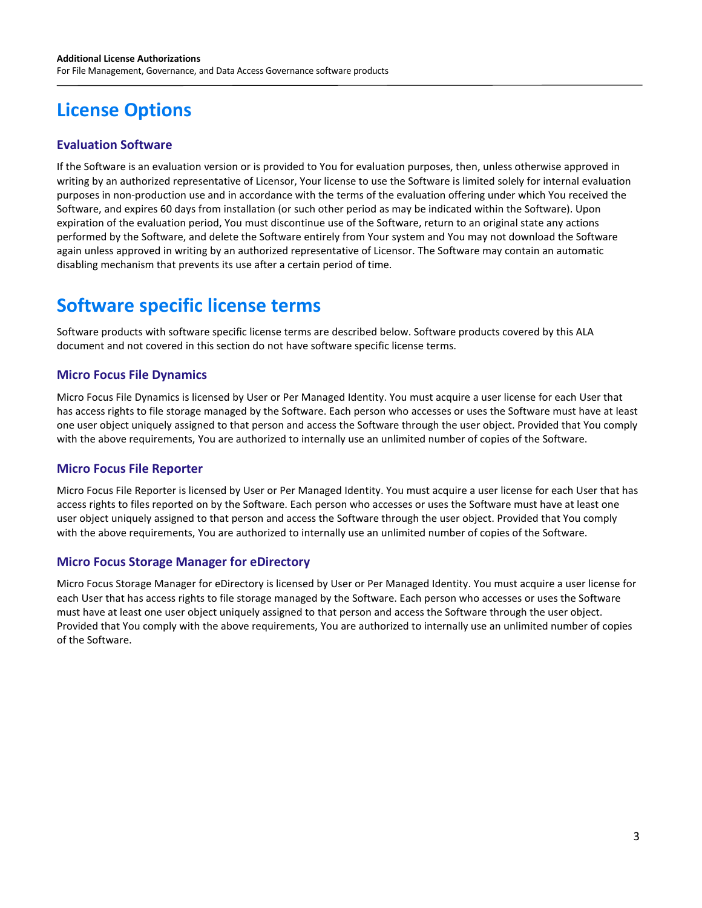# License Options

## Evaluation Software

If the Software is an evaluation version or is provided to You for evaluation purposes, then, unless otherwise approved in writing by an authorized representative of Licensor, Your license to use the Software is limited solely for internal evaluation purposes in non-production use and in accordance with the terms of the evaluation offering under which You received the Software, and expires 60 days from installation (or such other period as may be indicated within the Software). Upon expiration of the evaluation period, You must discontinue use of the Software, return to an original state any actions performed by the Software, and delete the Software entirely from Your system and You may not download the Software again unless approved in writing by an authorized representative of Licensor. The Software may contain an automatic disabling mechanism that prevents its use after a certain period of time.

# Software specific license terms

Software products with software specific license terms are described below. Software products covered by this ALA document and not covered in this section do not have software specific license terms.

## Micro Focus File Dynamics

Micro Focus File Dynamics is licensed by User or Per Managed Identity. You must acquire a user license for each User that has access rights to file storage managed by the Software. Each person who accesses or uses the Software must have at least one user object uniquely assigned to that person and access the Software through the user object. Provided that You comply with the above requirements, You are authorized to internally use an unlimited number of copies of the Software.

## Micro Focus File Reporter

Micro Focus File Reporter is licensed by User or Per Managed Identity. You must acquire a user license for each User that has access rights to files reported on by the Software. Each person who accesses or uses the Software must have at least one user object uniquely assigned to that person and access the Software through the user object. Provided that You comply with the above requirements, You are authorized to internally use an unlimited number of copies of the Software.

## Micro Focus Storage Manager for eDirectory

Micro Focus Storage Manager for eDirectory is licensed by User or Per Managed Identity. You must acquire a user license for each User that has access rights to file storage managed by the Software. Each person who accesses or uses the Software must have at least one user object uniquely assigned to that person and access the Software through the user object. Provided that You comply with the above requirements, You are authorized to internally use an unlimited number of copies of the Software.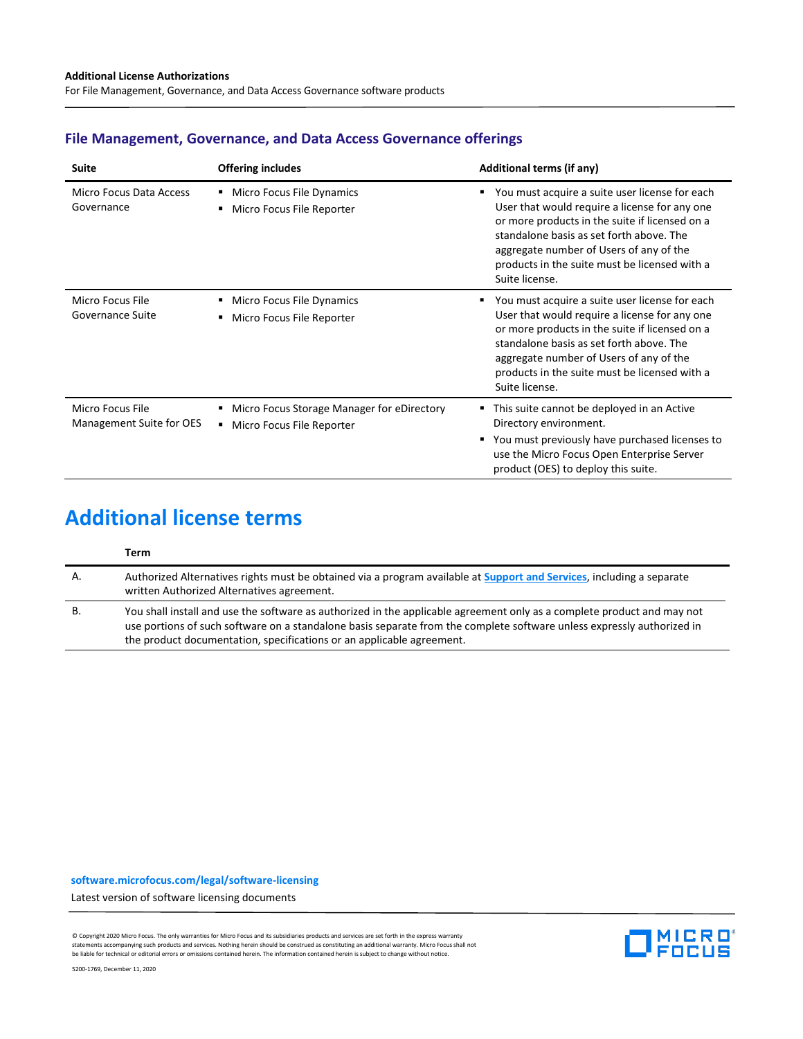## File Management, Governance, and Data Access Governance offerings

| Suite | Offering includes | Additional terms (if any) |
|---|---|---|
| Micro Focus Data Access Governance | ▪ Micro Focus File Dynamics<br>▪ Micro Focus File Reporter | ▪ You must acquire a suite user license for each User that would require a license for any one or more products in the suite if licensed on a standalone basis as set forth above. The aggregate number of Users of any of the products in the suite must be licensed with a Suite license. |
| Micro Focus File Governance Suite | ▪ Micro Focus File Dynamics<br>▪ Micro Focus File Reporter | ▪ You must acquire a suite user license for each User that would require a license for any one or more products in the suite if licensed on a standalone basis as set forth above. The aggregate number of Users of any of the products in the suite must be licensed with a Suite license. |
| Micro Focus File Management Suite for OES | ▪ Micro Focus Storage Manager for eDirectory<br>▪ Micro Focus File Reporter | ▪ This suite cannot be deployed in an Active Directory environment.<br>▪ You must previously have purchased licenses to use the Micro Focus Open Enterprise Server product (OES) to deploy this suite. |

# Additional license terms

| | Term |
|---|---|
| A. | Authorized Alternatives rights must be obtained via a program available at **Support and Services**, including a separate written Authorized Alternatives agreement. |
| B. | You shall install and use the software as authorized in the applicable agreement only as a complete product and may not use portions of such software on a standalone basis separate from the complete software unless expressly authorized in the product documentation, specifications or an applicable agreement. |

**software.microfocus.com/legal/software-licensing**

Latest version of software licensing documents

© Copyright 2020 Micro Focus. The only warranties for Micro Focus and its subsidiaries products and services are set forth in the express warranty statements accompanying such products and services. Nothing herein should be construed as constituting an additional warranty. Micro Focus shall not be liable for technical or editorial errors or omissions contained herein. The information contained herein is subject to change without notice.

5200-1769, December 11, 2020